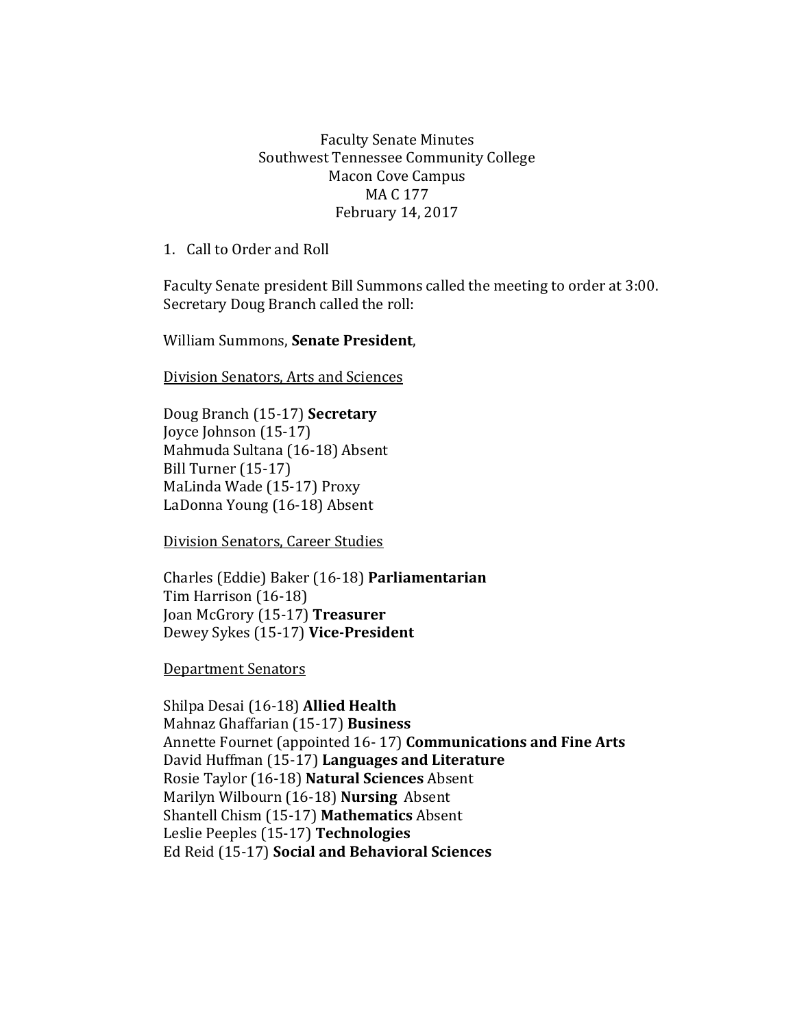Faculty Senate Minutes
Southwest Tennessee Community College
Macon Cove Campus
MA C 177
February 14, 2017

1. Call to Order and Roll

Faculty Senate president Bill Summons called the meeting to order at 3:00. Secretary Doug Branch called the roll:

William Summons, **Senate President**,

<u>Division Senators, Arts and Sciences</u>

Doug Branch (15-17) **Secretary**
Joyce Johnson (15-17)
Mahmuda Sultana (16-18) Absent
Bill Turner (15-17)
MaLinda Wade (15-17) Proxy
LaDonna Young (16-18) Absent

<u>Division Senators, Career Studies</u>

Charles (Eddie) Baker (16-18) **Parliamentarian**
Tim Harrison (16-18)
Joan McGrory (15-17) **Treasurer**
Dewey Sykes (15-17) **Vice-President**

<u>Department Senators</u>

Shilpa Desai (16-18) **Allied Health**
Mahnaz Ghaffarian (15-17) **Business**
Annette Fournet (appointed 16- 17) **Communications and Fine Arts**
David Huffman (15-17) **Languages and Literature**
Rosie Taylor (16-18) **Natural Sciences** Absent
Marilyn Wilbourn (16-18) **Nursing** Absent
Shantell Chism (15-17) **Mathematics** Absent
Leslie Peeples (15-17) **Technologies**
Ed Reid (15-17) **Social and Behavioral Sciences**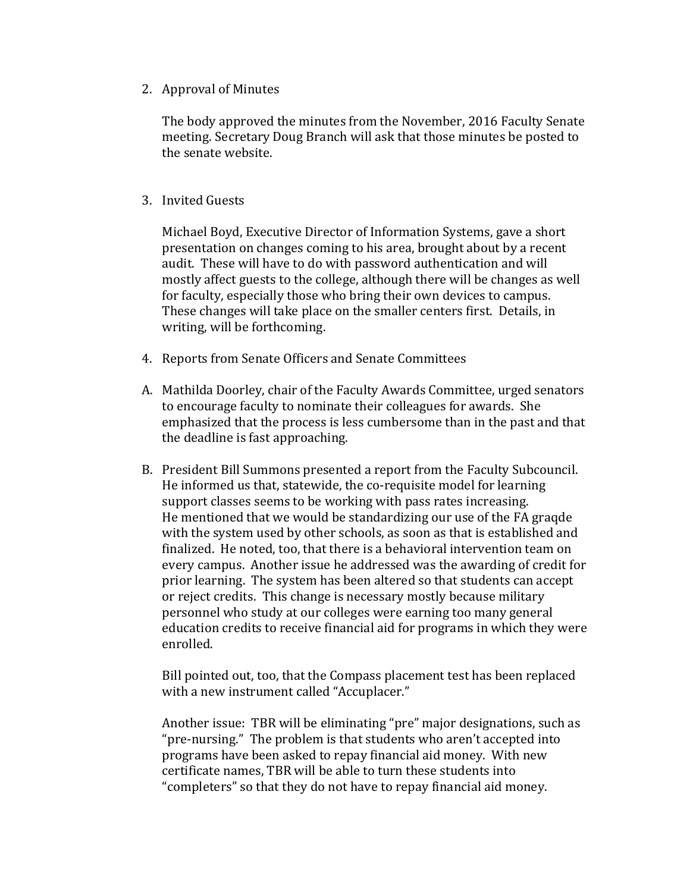2. Approval of Minutes

   The body approved the minutes from the November, 2016 Faculty Senate meeting. Secretary Doug Branch will ask that those minutes be posted to the senate website.

3. Invited Guests

   Michael Boyd, Executive Director of Information Systems, gave a short presentation on changes coming to his area, brought about by a recent audit. These will have to do with password authentication and will mostly affect guests to the college, although there will be changes as well for faculty, especially those who bring their own devices to campus. These changes will take place on the smaller centers first. Details, in writing, will be forthcoming.

4. Reports from Senate Officers and Senate Committees

A. Mathilda Doorley, chair of the Faculty Awards Committee, urged senators to encourage faculty to nominate their colleagues for awards. She emphasized that the process is less cumbersome than in the past and that the deadline is fast approaching.

B. President Bill Summons presented a report from the Faculty Subcouncil. He informed us that, statewide, the co-requisite model for learning support classes seems to be working with pass rates increasing. He mentioned that we would be standardizing our use of the FA graqde with the system used by other schools, as soon as that is established and finalized. He noted, too, that there is a behavioral intervention team on every campus. Another issue he addressed was the awarding of credit for prior learning. The system has been altered so that students can accept or reject credits. This change is necessary mostly because military personnel who study at our colleges were earning too many general education credits to receive financial aid for programs in which they were enrolled.

   Bill pointed out, too, that the Compass placement test has been replaced with a new instrument called "Accuplacer."

   Another issue: TBR will be eliminating "pre" major designations, such as "pre-nursing." The problem is that students who aren't accepted into programs have been asked to repay financial aid money. With new certificate names, TBR will be able to turn these students into "completers" so that they do not have to repay financial aid money.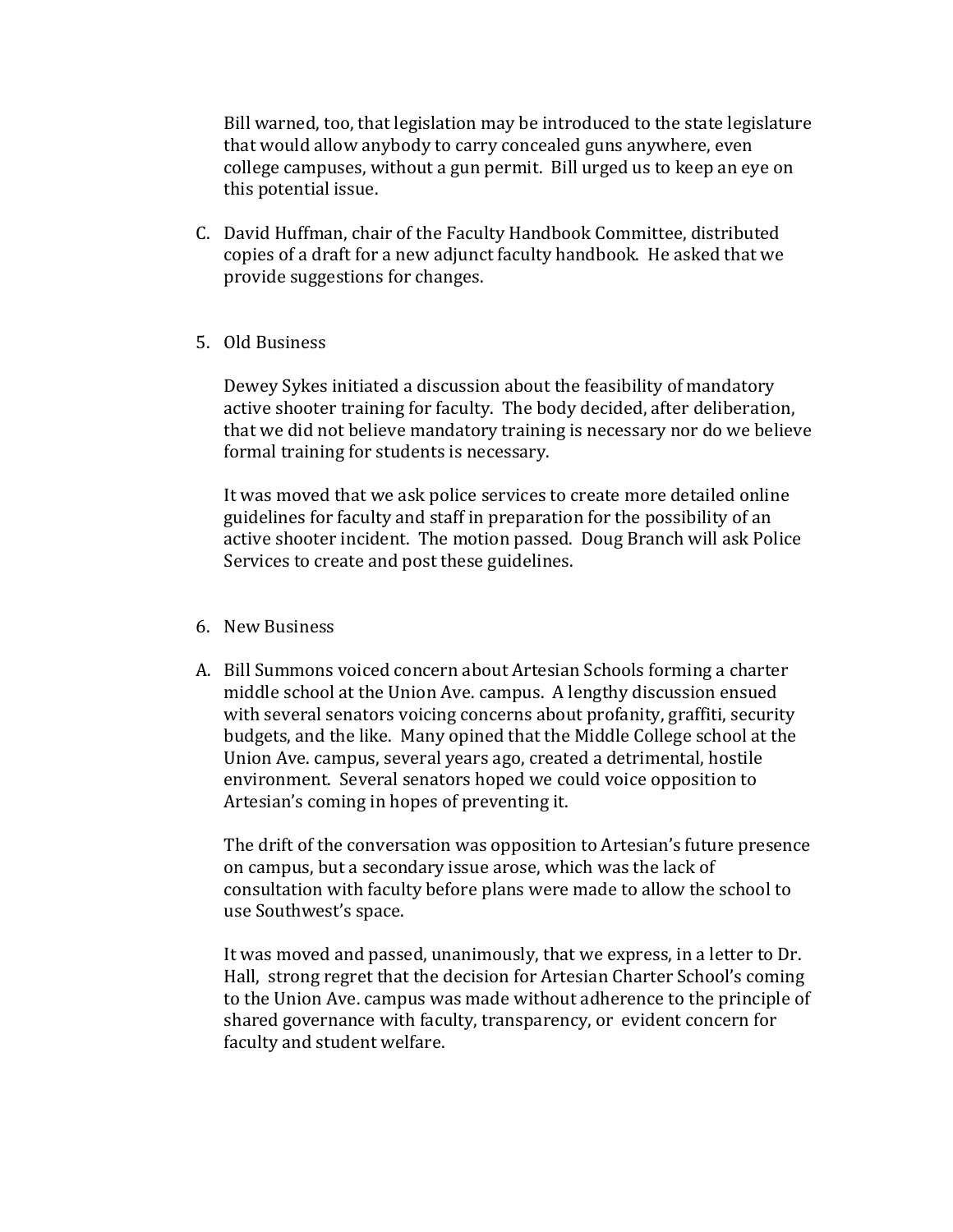Bill warned, too, that legislation may be introduced to the state legislature that would allow anybody to carry concealed guns anywhere, even college campuses, without a gun permit. Bill urged us to keep an eye on this potential issue.

C. David Huffman, chair of the Faculty Handbook Committee, distributed copies of a draft for a new adjunct faculty handbook. He asked that we provide suggestions for changes.

5. Old Business

Dewey Sykes initiated a discussion about the feasibility of mandatory active shooter training for faculty. The body decided, after deliberation, that we did not believe mandatory training is necessary nor do we believe formal training for students is necessary.

It was moved that we ask police services to create more detailed online guidelines for faculty and staff in preparation for the possibility of an active shooter incident. The motion passed. Doug Branch will ask Police Services to create and post these guidelines.

6. New Business

A. Bill Summons voiced concern about Artesian Schools forming a charter middle school at the Union Ave. campus. A lengthy discussion ensued with several senators voicing concerns about profanity, graffiti, security budgets, and the like. Many opined that the Middle College school at the Union Ave. campus, several years ago, created a detrimental, hostile environment. Several senators hoped we could voice opposition to Artesian's coming in hopes of preventing it.

The drift of the conversation was opposition to Artesian's future presence on campus, but a secondary issue arose, which was the lack of consultation with faculty before plans were made to allow the school to use Southwest's space.

It was moved and passed, unanimously, that we express, in a letter to Dr. Hall, strong regret that the decision for Artesian Charter School's coming to the Union Ave. campus was made without adherence to the principle of shared governance with faculty, transparency, or evident concern for faculty and student welfare.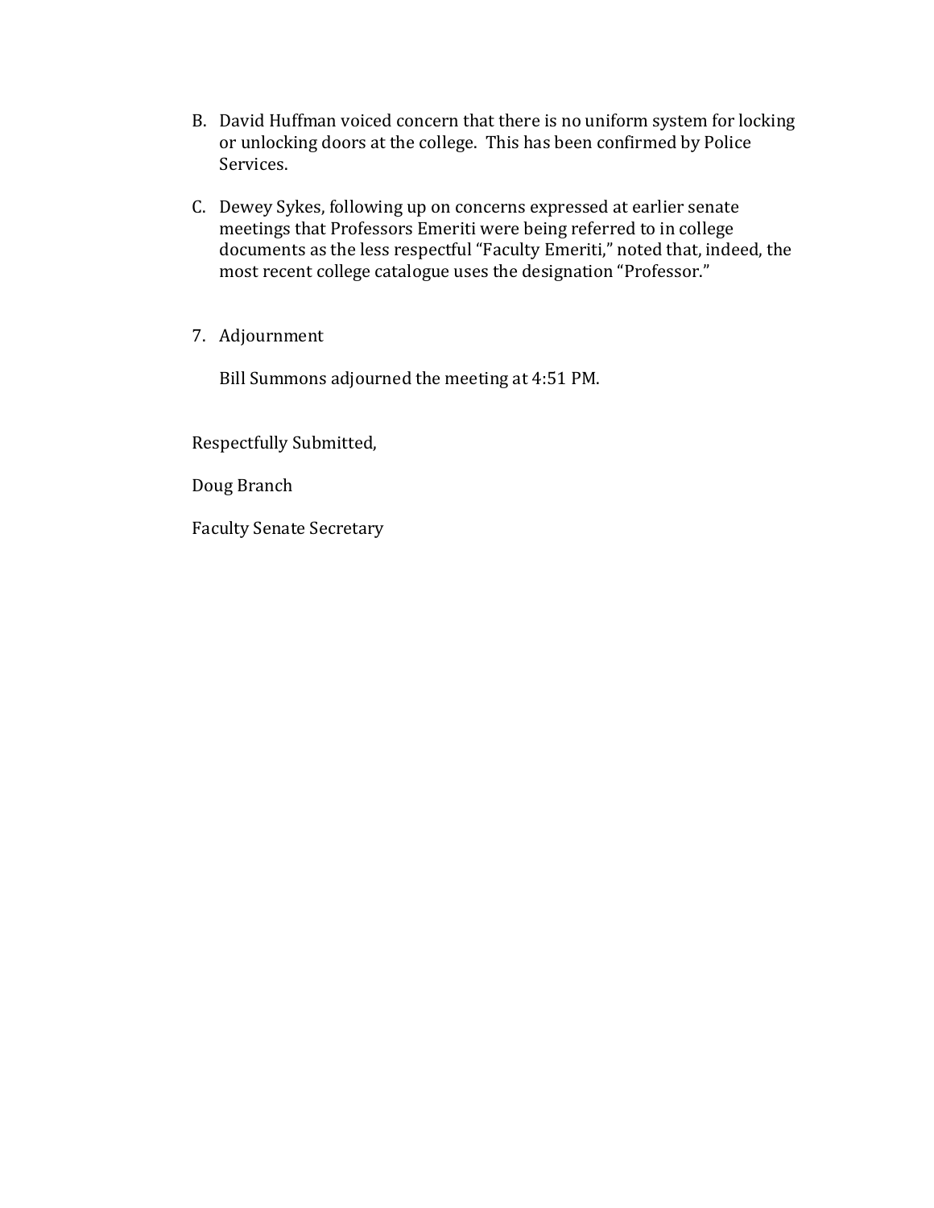B. David Huffman voiced concern that there is no uniform system for locking or unlocking doors at the college. This has been confirmed by Police Services.

C. Dewey Sykes, following up on concerns expressed at earlier senate meetings that Professors Emeriti were being referred to in college documents as the less respectful "Faculty Emeriti," noted that, indeed, the most recent college catalogue uses the designation "Professor."

7. Adjournment

   Bill Summons adjourned the meeting at 4:51 PM.

Respectfully Submitted,

Doug Branch

Faculty Senate Secretary